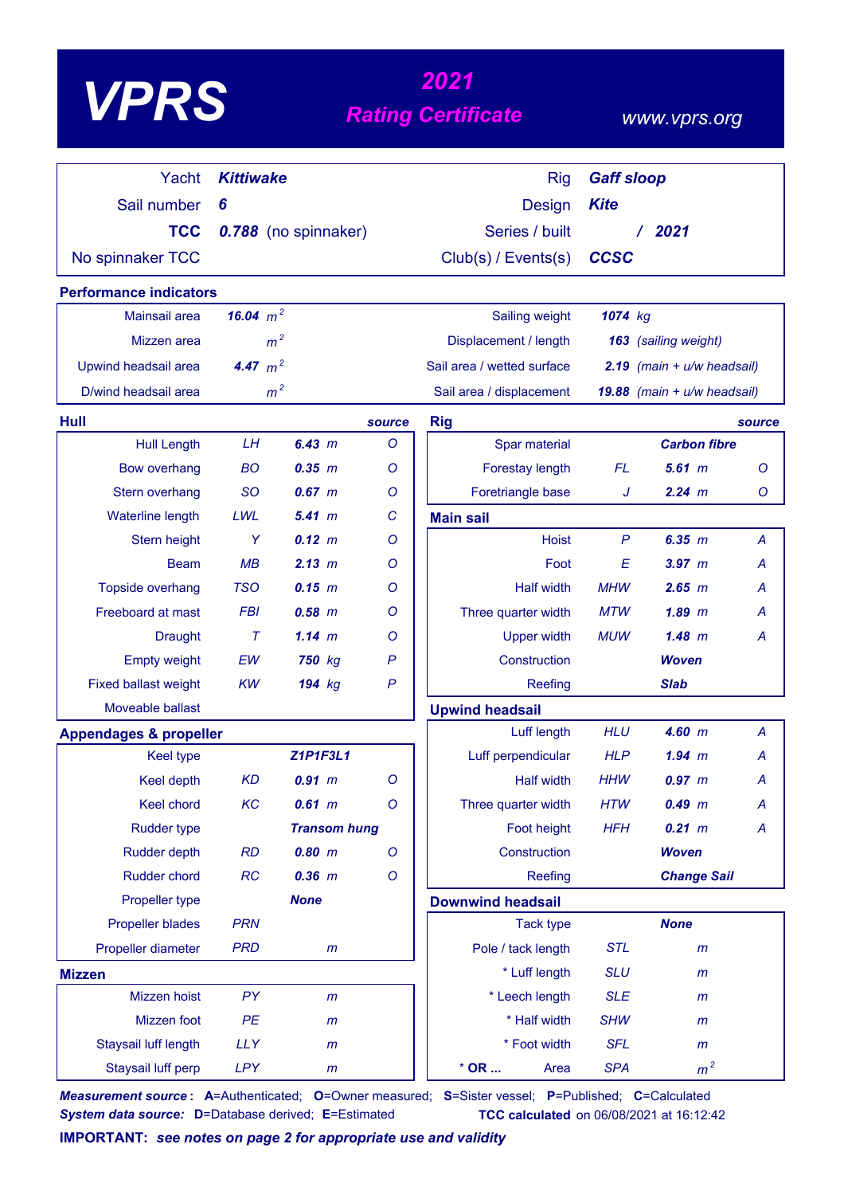# VPRS

## 2021 Rating Certificate

www.vprs.org

| | | | |
|---|---|---|---|
| Yacht | ***Kittiwake*** | Rig | ***Gaff sloop*** |
| Sail number | ***6*** | Design | ***Kite*** |
| **TCC** | ***0.788*** (no spinnaker) | Series / built | ***/ 2021*** |
| No spinnaker TCC | | Club(s) / Events(s) | ***CCSC*** |

### Performance indicators

| | | | |
|---|---|---|---|
| Mainsail area | ***16.04*** $m^2$ | Sailing weight | ***1074*** kg |
| Mizzen area | $m^2$ | Displacement / length | ***163*** (sailing weight) |
| Upwind headsail area | ***4.47*** $m^2$ | Sail area / wetted surface | ***2.19*** (main + u/w headsail) |
| D/wind headsail area | $m^2$ | Sail area / displacement | ***19.88*** (main + u/w headsail) |

### Hull

| | | | source |
|---|---|---|---|
| Hull Length | LH | ***6.43*** m | O |
| Bow overhang | BO | ***0.35*** m | O |
| Stern overhang | SO | ***0.67*** m | O |
| Waterline length | LWL | ***5.41*** m | C |
| Stern height | Y | ***0.12*** m | O |
| Beam | MB | ***2.13*** m | O |
| Topside overhang | TSO | ***0.15*** m | O |
| Freeboard at mast | FBI | ***0.58*** m | O |
| Draught | T | ***1.14*** m | O |
| Empty weight | EW | ***750*** kg | P |
| Fixed ballast weight | KW | ***194*** kg | P |
| Moveable ballast | | | |

### Appendages & propeller

| | | | |
|---|---|---|---|
| Keel type | | ***Z1P1F3L1*** | |
| Keel depth | KD | ***0.91*** m | O |
| Keel chord | KC | ***0.61*** m | O |
| Rudder type | | ***Transom hung*** | |
| Rudder depth | RD | ***0.80*** m | O |
| Rudder chord | RC | ***0.36*** m | O |
| Propeller type | | ***None*** | |
| Propeller blades | PRN | | |
| Propeller diameter | PRD | m | |

### Mizzen

| | | | |
|---|---|---|---|
| Mizzen hoist | PY | m | |
| Mizzen foot | PE | m | |
| Staysail luff length | LLY | m | |
| Staysail luff perp | LPY | m | |

### Rig

| | | | source |
|---|---|---|---|
| Spar material | | ***Carbon fibre*** | |
| Forestay length | FL | ***5.61*** m | O |
| Foretriangle base | J | ***2.24*** m | O |

### Main sail

| | | | |
|---|---|---|---|
| Hoist | P | ***6.35*** m | A |
| Foot | E | ***3.97*** m | A |
| Half width | MHW | ***2.65*** m | A |
| Three quarter width | MTW | ***1.89*** m | A |
| Upper width | MUW | ***1.48*** m | A |
| Construction | | ***Woven*** | |
| Reefing | | ***Slab*** | |

### Upwind headsail

| | | | |
|---|---|---|---|
| Luff length | HLU | ***4.60*** m | A |
| Luff perpendicular | HLP | ***1.94*** m | A |
| Half width | HHW | ***0.97*** m | A |
| Three quarter width | HTW | ***0.49*** m | A |
| Foot height | HFH | ***0.21*** m | A |
| Construction | | ***Woven*** | |
| Reefing | | ***Change Sail*** | |

### Downwind headsail

| | | | |
|---|---|---|---|
| Tack type | | ***None*** | |
| Pole / tack length | STL | m | |
| * Luff length | SLU | m | |
| * Leech length | SLE | m | |
| * Half width | SHW | m | |
| * Foot width | SFL | m | |
| * OR ... Area | SPA | $m^2$ | |

***Measurement source*:** **A**=Authenticated; **O**=Owner measured; **S**=Sister vessel; **P**=Published; **C**=Calculated
***System data source:*** **D**=Database derived; **E**=Estimated

**TCC calculated** on 06/08/2021 at 16:12:42

**IMPORTANT:** ***see notes on page 2 for appropriate use and validity***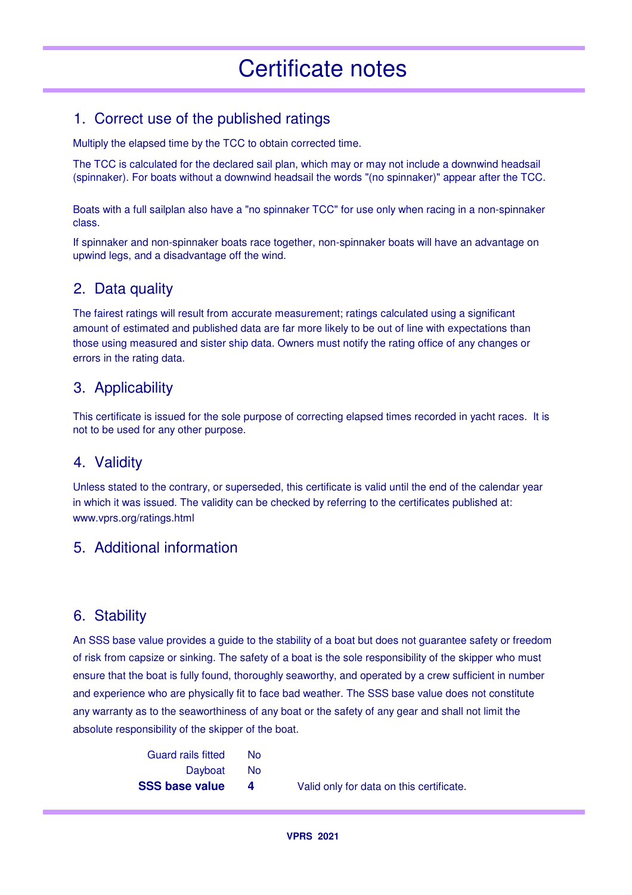# Certificate notes

## 1. Correct use of the published ratings

Multiply the elapsed time by the TCC to obtain corrected time.

The TCC is calculated for the declared sail plan, which may or may not include a downwind headsail (spinnaker). For boats without a downwind headsail the words "(no spinnaker)" appear after the TCC.

Boats with a full sailplan also have a "no spinnaker TCC" for use only when racing in a non-spinnaker class.

If spinnaker and non-spinnaker boats race together, non-spinnaker boats will have an advantage on upwind legs, and a disadvantage off the wind.

## 2. Data quality

The fairest ratings will result from accurate measurement; ratings calculated using a significant amount of estimated and published data are far more likely to be out of line with expectations than those using measured and sister ship data. Owners must notify the rating office of any changes or errors in the rating data.

## 3. Applicability

This certificate is issued for the sole purpose of correcting elapsed times recorded in yacht races. It is not to be used for any other purpose.

## 4. Validity

Unless stated to the contrary, or superseded, this certificate is valid until the end of the calendar year in which it was issued. The validity can be checked by referring to the certificates published at: www.vprs.org/ratings.html

## 5. Additional information

## 6. Stability

An SSS base value provides a guide to the stability of a boat but does not guarantee safety or freedom of risk from capsize or sinking. The safety of a boat is the sole responsibility of the skipper who must ensure that the boat is fully found, thoroughly seaworthy, and operated by a crew sufficient in number and experience who are physically fit to face bad weather. The SSS base value does not constitute any warranty as to the seaworthiness of any boat or the safety of any gear and shall not limit the absolute responsibility of the skipper of the boat.

| | | |
|---|---|---|
| Guard rails fitted | No | |
| Dayboat | No | |
| **SSS base value** | **4** | Valid only for data on this certificate. |

**VPRS 2021**